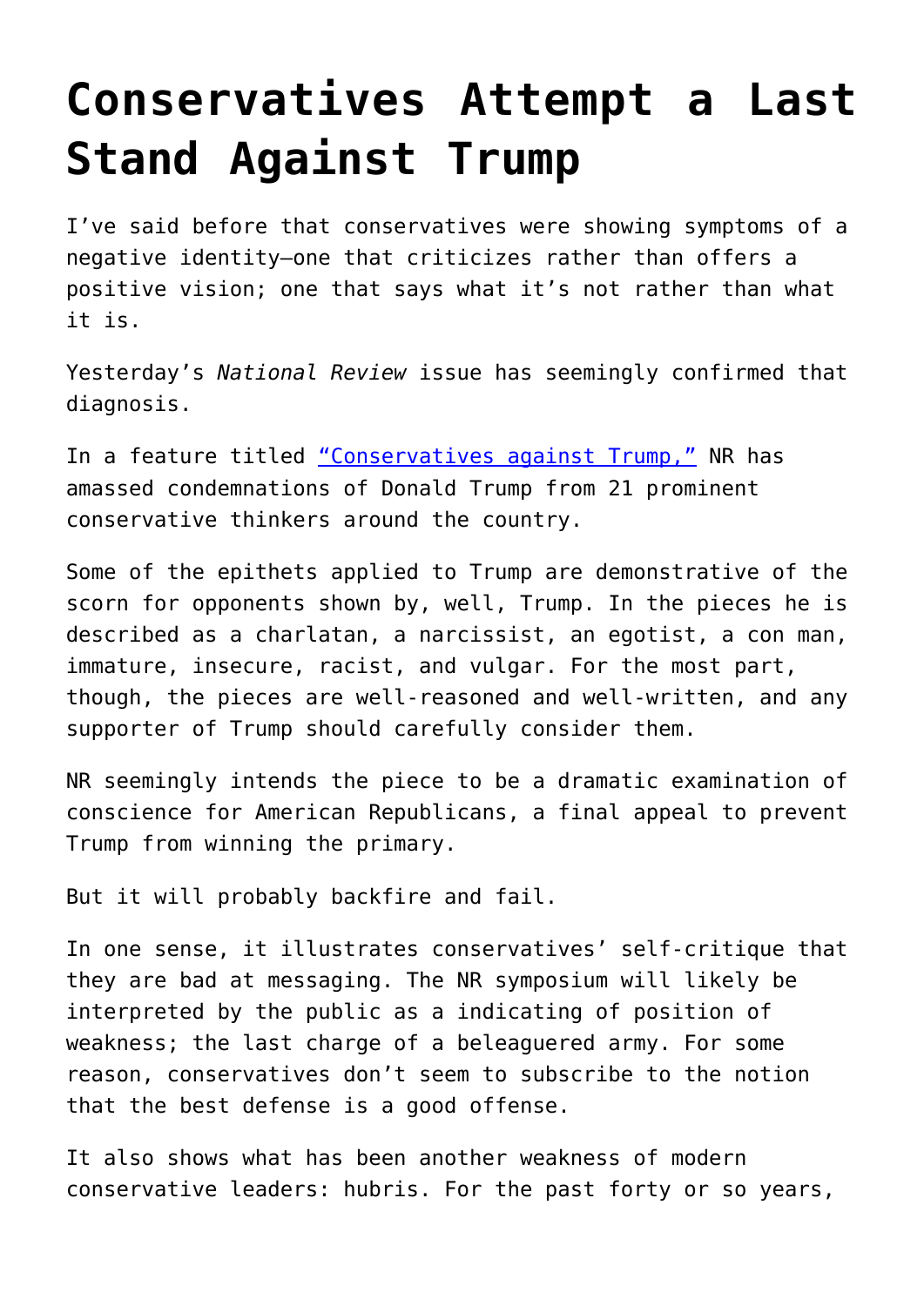# Conservatives Attempt a Last Stand Against Trump

I've said before that conservatives were showing symptoms of a negative identity—one that criticizes rather than offers a positive vision; one that says what it's not rather than what it is.

Yesterday's *National Review* issue has seemingly confirmed that diagnosis.

In a feature titled "Conservatives against Trump," NR has amassed condemnations of Donald Trump from 21 prominent conservative thinkers around the country.

Some of the epithets applied to Trump are demonstrative of the scorn for opponents shown by, well, Trump. In the pieces he is described as a charlatan, a narcissist, an egotist, a con man, immature, insecure, racist, and vulgar. For the most part, though, the pieces are well-reasoned and well-written, and any supporter of Trump should carefully consider them.

NR seemingly intends the piece to be a dramatic examination of conscience for American Republicans, a final appeal to prevent Trump from winning the primary.

But it will probably backfire and fail.

In one sense, it illustrates conservatives' self-critique that they are bad at messaging. The NR symposium will likely be interpreted by the public as a indicating of position of weakness; the last charge of a beleaguered army. For some reason, conservatives don't seem to subscribe to the notion that the best defense is a good offense.

It also shows what has been another weakness of modern conservative leaders: hubris. For the past forty or so years,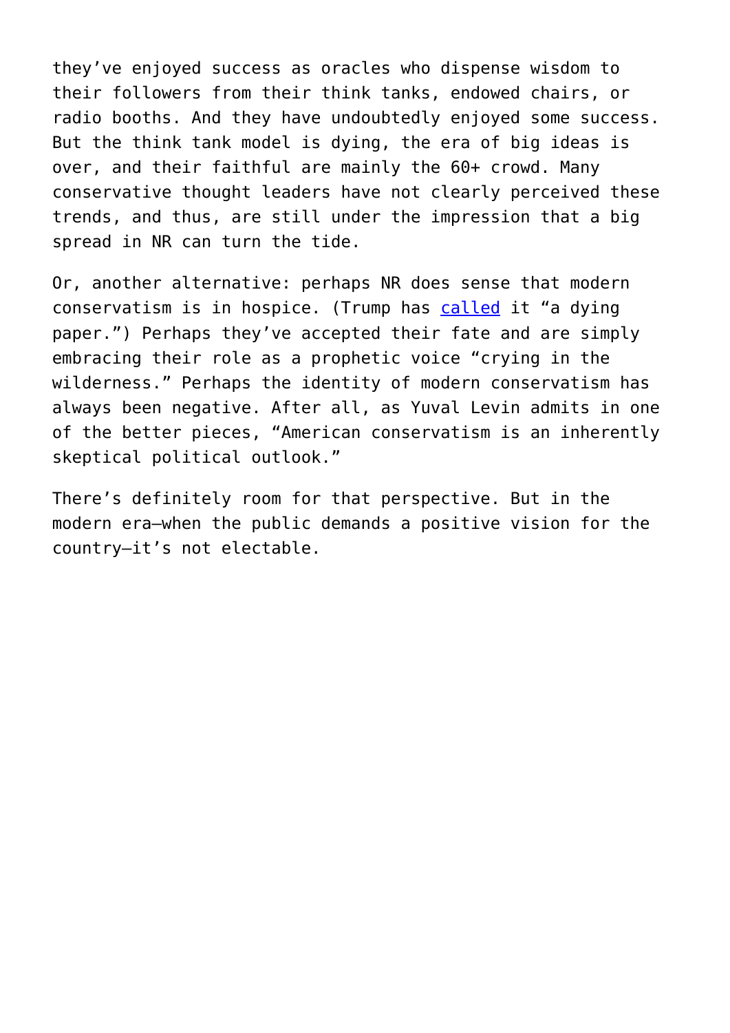they've enjoyed success as oracles who dispense wisdom to their followers from their think tanks, endowed chairs, or radio booths. And they have undoubtedly enjoyed some success. But the think tank model is dying, the era of big ideas is over, and their faithful are mainly the 60+ crowd. Many conservative thought leaders have not clearly perceived these trends, and thus, are still under the impression that a big spread in NR can turn the tide.

Or, another alternative: perhaps NR does sense that modern conservatism is in hospice. (Trump has called it "a dying paper.") Perhaps they've accepted their fate and are simply embracing their role as a prophetic voice "crying in the wilderness." Perhaps the identity of modern conservatism has always been negative. After all, as Yuval Levin admits in one of the better pieces, "American conservatism is an inherently skeptical political outlook."

There's definitely room for that perspective. But in the modern era—when the public demands a positive vision for the country—it's not electable.